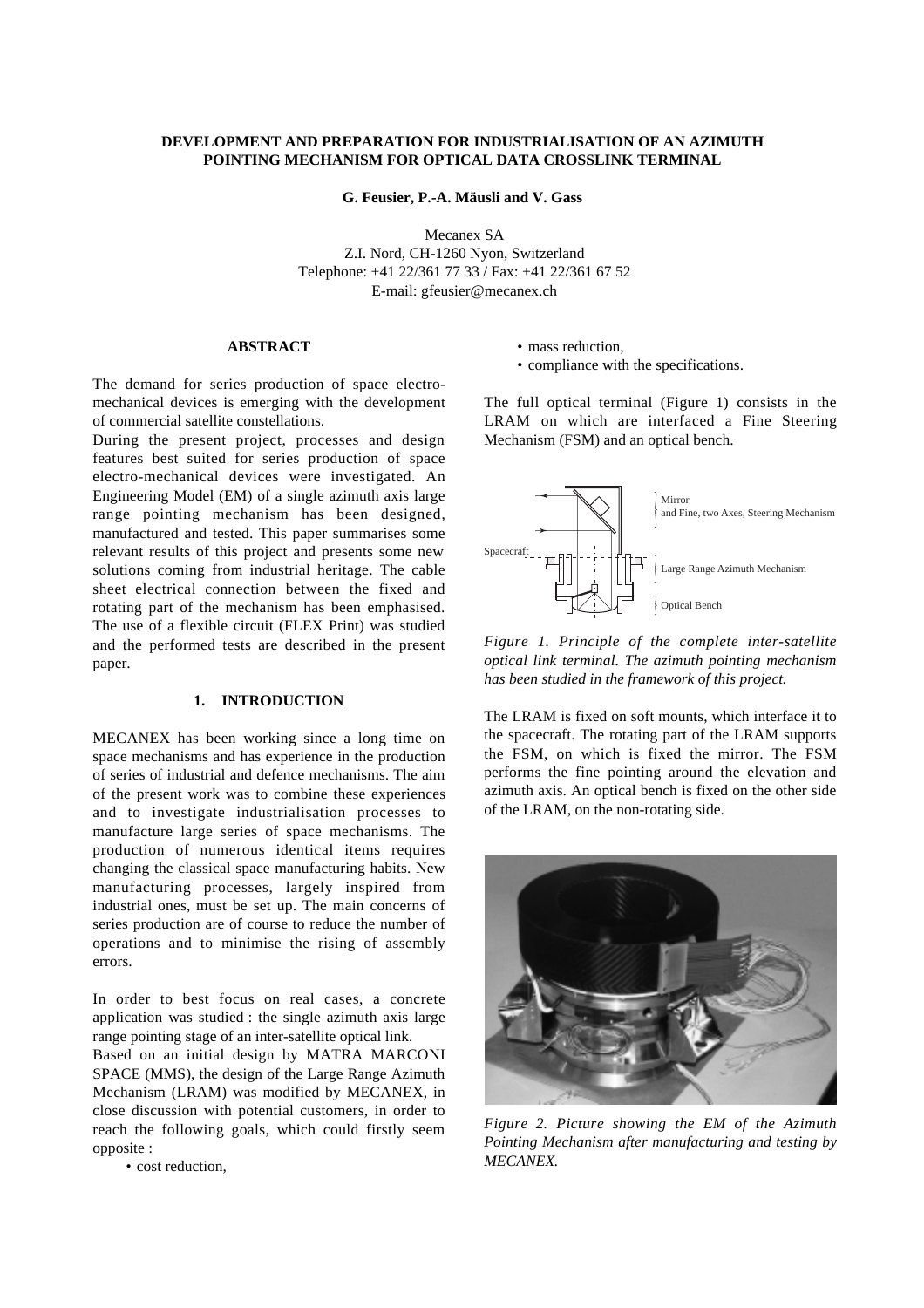# DEVELOPMENT AND PREPARATION FOR INDUSTRIALISATION OF AN AZIMUTH POINTING MECHANISM FOR OPTICAL DATA CROSSLINK TERMINAL

**G. Feusier, P.-A. Mäusli and V. Gass**

Mecanex SA
Z.I. Nord, CH-1260 Nyon, Switzerland
Telephone: +41 22/361 77 33 / Fax: +41 22/361 67 52
E-mail: gfeusier@mecanex.ch

## ABSTRACT

The demand for series production of space electro-mechanical devices is emerging with the development of commercial satellite constellations.

During the present project, processes and design features best suited for series production of space electro-mechanical devices were investigated. An Engineering Model (EM) of a single azimuth axis large range pointing mechanism has been designed, manufactured and tested. This paper summarises some relevant results of this project and presents some new solutions coming from industrial heritage. The cable sheet electrical connection between the fixed and rotating part of the mechanism has been emphasised. The use of a flexible circuit (FLEX Print) was studied and the performed tests are described in the present paper.

## 1. INTRODUCTION

MECANEX has been working since a long time on space mechanisms and has experience in the production of series of industrial and defence mechanisms. The aim of the present work was to combine these experiences and to investigate industrialisation processes to manufacture large series of space mechanisms. The production of numerous identical items requires changing the classical space manufacturing habits. New manufacturing processes, largely inspired from industrial ones, must be set up. The main concerns of series production are of course to reduce the number of operations and to minimise the rising of assembly errors.

In order to best focus on real cases, a concrete application was studied : the single azimuth axis large range pointing stage of an inter-satellite optical link.

Based on an initial design by MATRA MARCONI SPACE (MMS), the design of the Large Range Azimuth Mechanism (LRAM) was modified by MECANEX, in close discussion with potential customers, in order to reach the following goals, which could firstly seem opposite :

- cost reduction,
- mass reduction,
- compliance with the specifications.

The full optical terminal (Figure 1) consists in the LRAM on which are interfaced a Fine Steering Mechanism (FSM) and an optical bench.

*Figure 1. Principle of the complete inter-satellite optical link terminal. The azimuth pointing mechanism has been studied in the framework of this project.*

The LRAM is fixed on soft mounts, which interface it to the spacecraft. The rotating part of the LRAM supports the FSM, on which is fixed the mirror. The FSM performs the fine pointing around the elevation and azimuth axis. An optical bench is fixed on the other side of the LRAM, on the non-rotating side.

*Figure 2. Picture showing the EM of the Azimuth Pointing Mechanism after manufacturing and testing by MECANEX.*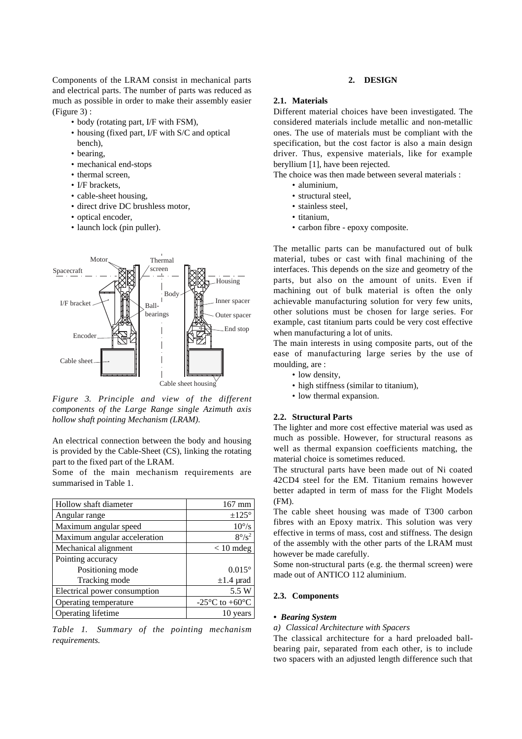Components of the LRAM consist in mechanical parts and electrical parts. The number of parts was reduced as much as possible in order to make their assembly easier (Figure 3) :

- body (rotating part, I/F with FSM),
- housing (fixed part, I/F with S/C and optical bench),
- bearing,
- mechanical end-stops
- thermal screen,
- I/F brackets,
- cable-sheet housing,
- direct drive DC brushless motor,
- optical encoder,
- launch lock (pin puller).

*Figure 3. Principle and view of the different components of the Large Range single Azimuth axis hollow shaft pointing Mechanism (LRAM).*

An electrical connection between the body and housing is provided by the Cable-Sheet (CS), linking the rotating part to the fixed part of the LRAM.

Some of the main mechanism requirements are summarised in Table 1.

| | |
|---|---|
| Hollow shaft diameter | 167 mm |
| Angular range | ±125° |
| Maximum angular speed | 10°/s |
| Maximum angular acceleration | $8°/s^2$ |
| Mechanical alignment | < 10 mdeg |
| Pointing accuracy | |
| Positioning mode | 0.015° |
| Tracking mode | ±1.4 µrad |
| Electrical power consumption | 5.5 W |
| Operating temperature | -25°C to +60°C |
| Operating lifetime | 10 years |

*Table 1. Summary of the pointing mechanism requirements.*

## 2. DESIGN

### 2.1. Materials

Different material choices have been investigated. The considered materials include metallic and non-metallic ones. The use of materials must be compliant with the specification, but the cost factor is also a main design driver. Thus, expensive materials, like for example beryllium [1], have been rejected.

The choice was then made between several materials :

- aluminium,
- structural steel,
- stainless steel,
- titanium,
- carbon fibre - epoxy composite.

The metallic parts can be manufactured out of bulk material, tubes or cast with final machining of the interfaces. This depends on the size and geometry of the parts, but also on the amount of units. Even if machining out of bulk material is often the only achievable manufacturing solution for very few units, other solutions must be chosen for large series. For example, cast titanium parts could be very cost effective when manufacturing a lot of units.

The main interests in using composite parts, out of the ease of manufacturing large series by the use of moulding, are :

- low density,
- high stiffness (similar to titanium),
- low thermal expansion.

### 2.2. Structural Parts

The lighter and more cost effective material was used as much as possible. However, for structural reasons as well as thermal expansion coefficients matching, the material choice is sometimes reduced.

The structural parts have been made out of Ni coated 42CD4 steel for the EM. Titanium remains however better adapted in term of mass for the Flight Models (FM).

The cable sheet housing was made of T300 carbon fibres with an Epoxy matrix. This solution was very effective in terms of mass, cost and stiffness. The design of the assembly with the other parts of the LRAM must however be made carefully.

Some non-structural parts (e.g. the thermal screen) were made out of ANTICO 112 aluminium.

### 2.3. Components

- ***Bearing System***

*a) Classical Architecture with Spacers*

The classical architecture for a hard preloaded ball-bearing pair, separated from each other, is to include two spacers with an adjusted length difference such that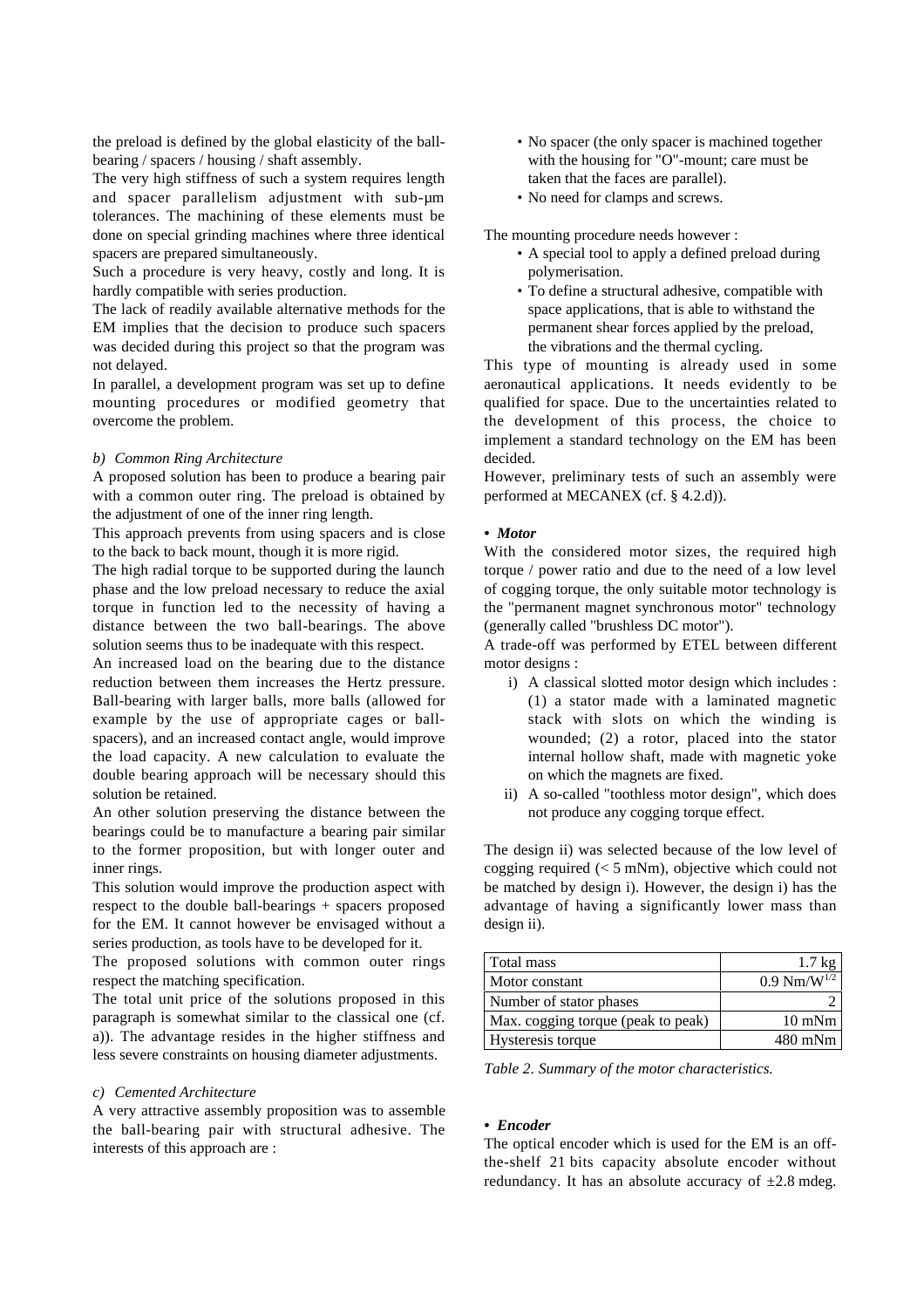the preload is defined by the global elasticity of the ball-bearing / spacers / housing / shaft assembly.

The very high stiffness of such a system requires length and spacer parallelism adjustment with sub-µm tolerances. The machining of these elements must be done on special grinding machines where three identical spacers are prepared simultaneously.

Such a procedure is very heavy, costly and long. It is hardly compatible with series production.

The lack of readily available alternative methods for the EM implies that the decision to produce such spacers was decided during this project so that the program was not delayed.

In parallel, a development program was set up to define mounting procedures or modified geometry that overcome the problem.

*b) Common Ring Architecture*

A proposed solution has been to produce a bearing pair with a common outer ring. The preload is obtained by the adjustment of one of the inner ring length.

This approach prevents from using spacers and is close to the back to back mount, though it is more rigid.

The high radial torque to be supported during the launch phase and the low preload necessary to reduce the axial torque in function led to the necessity of having a distance between the two ball-bearings. The above solution seems thus to be inadequate with this respect.

An increased load on the bearing due to the distance reduction between them increases the Hertz pressure. Ball-bearing with larger balls, more balls (allowed for example by the use of appropriate cages or ball-spacers), and an increased contact angle, would improve the load capacity. A new calculation to evaluate the double bearing approach will be necessary should this solution be retained.

An other solution preserving the distance between the bearings could be to manufacture a bearing pair similar to the former proposition, but with longer outer and inner rings.

This solution would improve the production aspect with respect to the double ball-bearings + spacers proposed for the EM. It cannot however be envisaged without a series production, as tools have to be developed for it.

The proposed solutions with common outer rings respect the matching specification.

The total unit price of the solutions proposed in this paragraph is somewhat similar to the classical one (cf. a)). The advantage resides in the higher stiffness and less severe constraints on housing diameter adjustments.

*c) Cemented Architecture*

A very attractive assembly proposition was to assemble the ball-bearing pair with structural adhesive. The interests of this approach are :

- No spacer (the only spacer is machined together with the housing for "O"-mount; care must be taken that the faces are parallel).
- No need for clamps and screws.

The mounting procedure needs however :

- A special tool to apply a defined preload during polymerisation.
- To define a structural adhesive, compatible with space applications, that is able to withstand the permanent shear forces applied by the preload, the vibrations and the thermal cycling.

This type of mounting is already used in some aeronautical applications. It needs evidently to be qualified for space. Due to the uncertainties related to the development of this process, the choice to implement a standard technology on the EM has been decided.

However, preliminary tests of such an assembly were performed at MECANEX (cf. § 4.2.d)).

***• Motor***

With the considered motor sizes, the required high torque / power ratio and due to the need of a low level of cogging torque, the only suitable motor technology is the "permanent magnet synchronous motor" technology (generally called "brushless DC motor").

A trade-off was performed by ETEL between different motor designs :

i) A classical slotted motor design which includes : (1) a stator made with a laminated magnetic stack with slots on which the winding is wounded; (2) a rotor, placed into the stator internal hollow shaft, made with magnetic yoke on which the magnets are fixed.

ii) A so-called "toothless motor design", which does not produce any cogging torque effect.

The design ii) was selected because of the low level of cogging required (< 5 mNm), objective which could not be matched by design i). However, the design i) has the advantage of having a significantly lower mass than design ii).

| Total mass | 1.7 kg |
|---|---|
| Motor constant | 0.9 $Nm/W^{1/2}$ |
| Number of stator phases | 2 |
| Max. cogging torque (peak to peak) | 10 mNm |
| Hysteresis torque | 480 mNm |

*Table 2. Summary of the motor characteristics.*

***• Encoder***

The optical encoder which is used for the EM is an off-the-shelf 21 bits capacity absolute encoder without redundancy. It has an absolute accuracy of ±2.8 mdeg.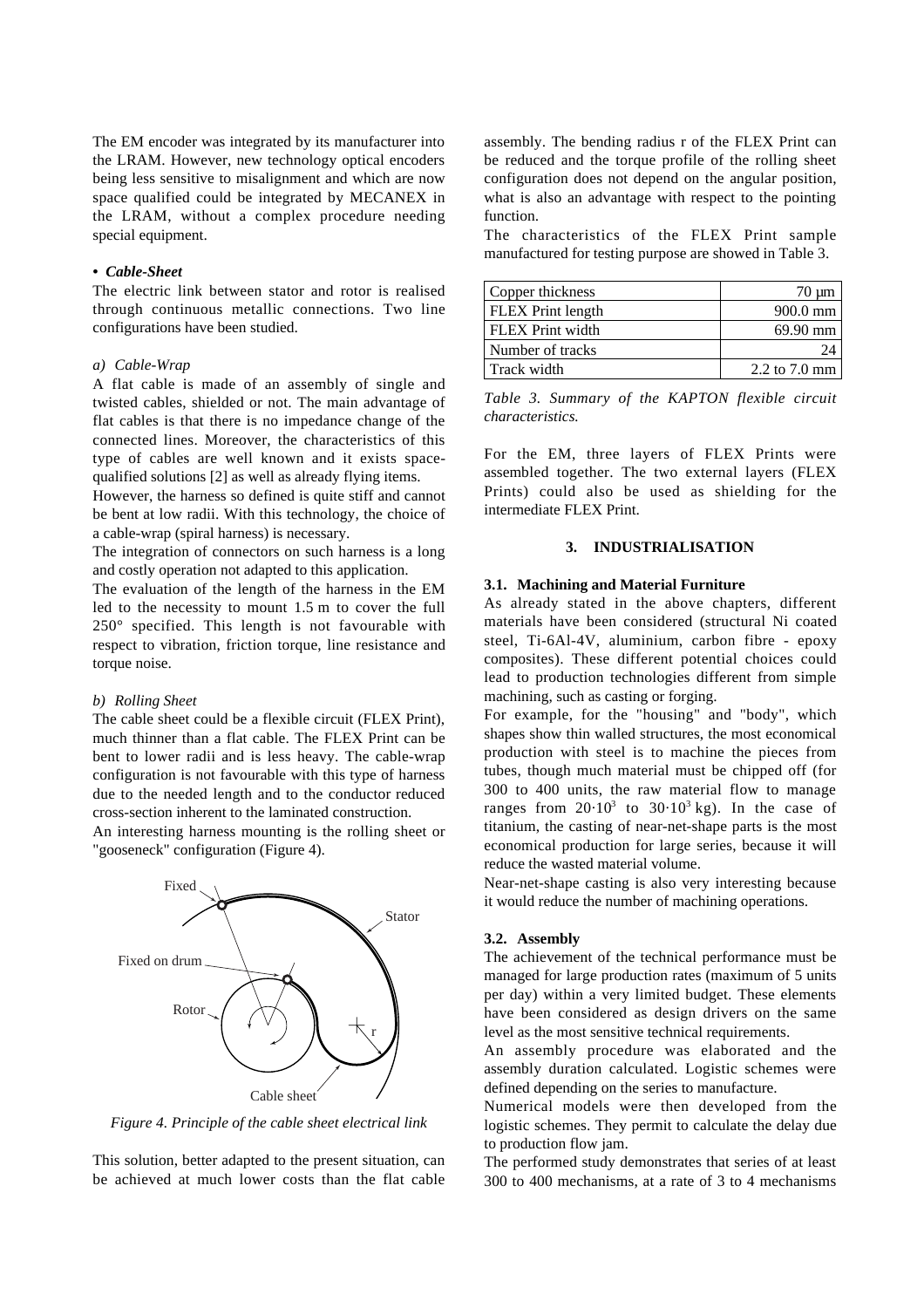The EM encoder was integrated by its manufacturer into the LRAM. However, new technology optical encoders being less sensitive to misalignment and which are now space qualified could be integrated by MECANEX in the LRAM, without a complex procedure needing special equipment.

- ***Cable-Sheet***

The electric link between stator and rotor is realised through continuous metallic connections. Two line configurations have been studied.

*a) Cable-Wrap*

A flat cable is made of an assembly of single and twisted cables, shielded or not. The main advantage of flat cables is that there is no impedance change of the connected lines. Moreover, the characteristics of this type of cables are well known and it exists space-qualified solutions [2] as well as already flying items.

However, the harness so defined is quite stiff and cannot be bent at low radii. With this technology, the choice of a cable-wrap (spiral harness) is necessary.

The integration of connectors on such harness is a long and costly operation not adapted to this application.

The evaluation of the length of the harness in the EM led to the necessity to mount 1.5 m to cover the full 250° specified. This length is not favourable with respect to vibration, friction torque, line resistance and torque noise.

*b) Rolling Sheet*

The cable sheet could be a flexible circuit (FLEX Print), much thinner than a flat cable. The FLEX Print can be bent to lower radii and is less heavy. The cable-wrap configuration is not favourable with this type of harness due to the needed length and to the conductor reduced cross-section inherent to the laminated construction.

An interesting harness mounting is the rolling sheet or "gooseneck" configuration (Figure 4).

*Figure 4. Principle of the cable sheet electrical link*

This solution, better adapted to the present situation, can be achieved at much lower costs than the flat cable assembly. The bending radius r of the FLEX Print can be reduced and the torque profile of the rolling sheet configuration does not depend on the angular position, what is also an advantage with respect to the pointing function.

The characteristics of the FLEX Print sample manufactured for testing purpose are showed in Table 3.

| Copper thickness | 70 µm |
|---|---|
| FLEX Print length | 900.0 mm |
| FLEX Print width | 69.90 mm |
| Number of tracks | 24 |
| Track width | 2.2 to 7.0 mm |

*Table 3. Summary of the KAPTON flexible circuit characteristics.*

For the EM, three layers of FLEX Prints were assembled together. The two external layers (FLEX Prints) could also be used as shielding for the intermediate FLEX Print.

## 3. INDUSTRIALISATION

### 3.1. Machining and Material Furniture

As already stated in the above chapters, different materials have been considered (structural Ni coated steel, Ti-6Al-4V, aluminium, carbon fibre - epoxy composites). These different potential choices could lead to production technologies different from simple machining, such as casting or forging.

For example, for the "housing" and "body", which shapes show thin walled structures, the most economical production with steel is to machine the pieces from tubes, though much material must be chipped off (for 300 to 400 units, the raw material flow to manage ranges from $20 \cdot 10^3$ to $30 \cdot 10^3$ kg). In the case of titanium, the casting of near-net-shape parts is the most economical production for large series, because it will reduce the wasted material volume.

Near-net-shape casting is also very interesting because it would reduce the number of machining operations.

### 3.2. Assembly

The achievement of the technical performance must be managed for large production rates (maximum of 5 units per day) within a very limited budget. These elements have been considered as design drivers on the same level as the most sensitive technical requirements.

An assembly procedure was elaborated and the assembly duration calculated. Logistic schemes were defined depending on the series to manufacture.

Numerical models were then developed from the logistic schemes. They permit to calculate the delay due to production flow jam.

The performed study demonstrates that series of at least 300 to 400 mechanisms, at a rate of 3 to 4 mechanisms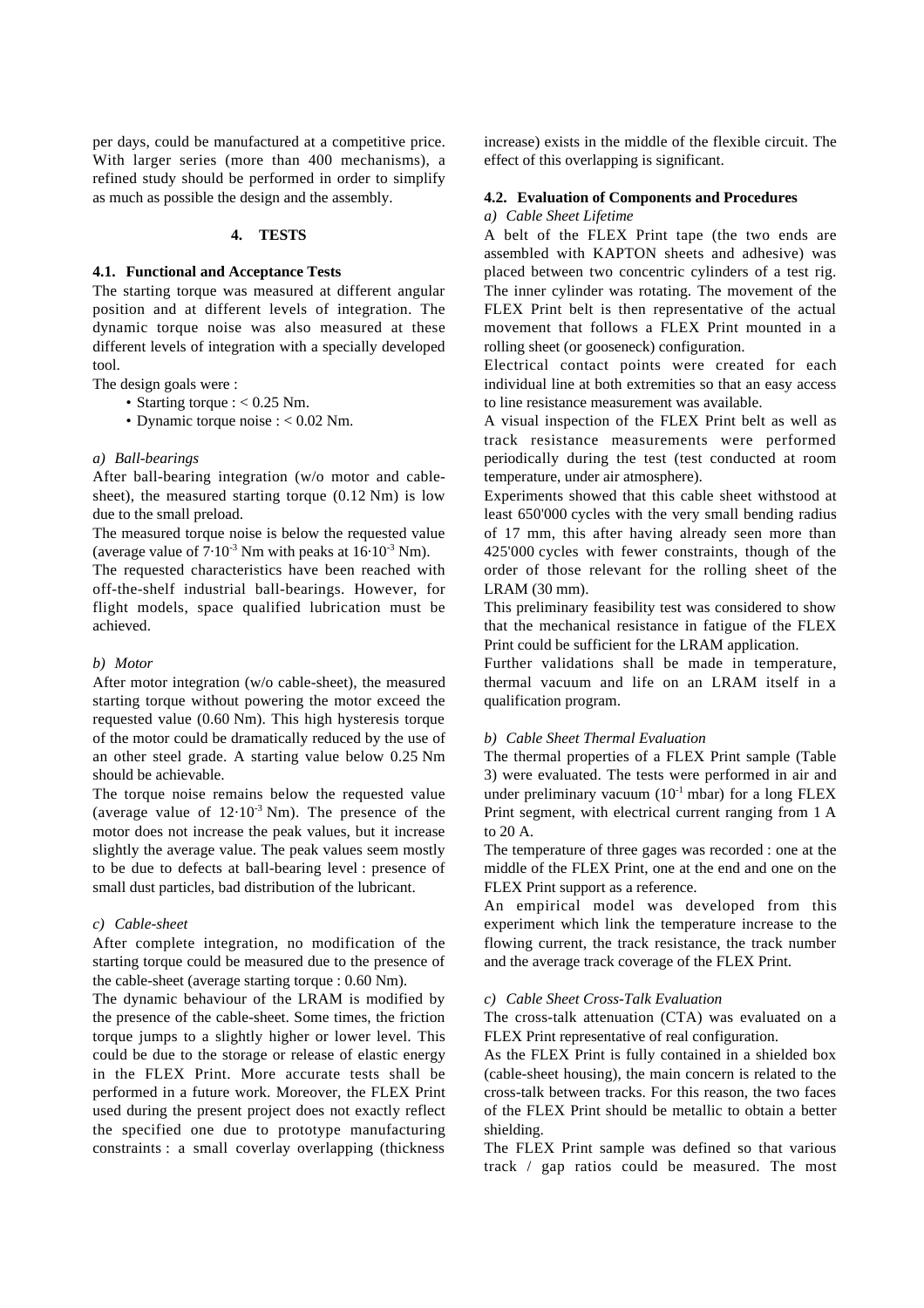per days, could be manufactured at a competitive price. With larger series (more than 400 mechanisms), a refined study should be performed in order to simplify as much as possible the design and the assembly.

## 4. TESTS

### 4.1. Functional and Acceptance Tests

The starting torque was measured at different angular position and at different levels of integration. The dynamic torque noise was also measured at these different levels of integration with a specially developed tool.

The design goals were :

- Starting torque : < 0.25 Nm.
- Dynamic torque noise : < 0.02 Nm.

*a) Ball-bearings*

After ball-bearing integration (w/o motor and cable-sheet), the measured starting torque (0.12 Nm) is low due to the small preload.

The measured torque noise is below the requested value (average value of $7 \cdot 10^{-3}$ Nm with peaks at $16 \cdot 10^{-3}$ Nm).

The requested characteristics have been reached with off-the-shelf industrial ball-bearings. However, for flight models, space qualified lubrication must be achieved.

*b) Motor*

After motor integration (w/o cable-sheet), the measured starting torque without powering the motor exceed the requested value (0.60 Nm). This high hysteresis torque of the motor could be dramatically reduced by the use of an other steel grade. A starting value below 0.25 Nm should be achievable.

The torque noise remains below the requested value (average value of $12 \cdot 10^{-3}$ Nm). The presence of the motor does not increase the peak values, but it increase slightly the average value. The peak values seem mostly to be due to defects at ball-bearing level : presence of small dust particles, bad distribution of the lubricant.

*c) Cable-sheet*

After complete integration, no modification of the starting torque could be measured due to the presence of the cable-sheet (average starting torque : 0.60 Nm).

The dynamic behaviour of the LRAM is modified by the presence of the cable-sheet. Some times, the friction torque jumps to a slightly higher or lower level. This could be due to the storage or release of elastic energy in the FLEX Print. More accurate tests shall be performed in a future work. Moreover, the FLEX Print used during the present project does not exactly reflect the specified one due to prototype manufacturing constraints : a small coverlay overlapping (thickness increase) exists in the middle of the flexible circuit. The effect of this overlapping is significant.

### 4.2. Evaluation of Components and Procedures

*a) Cable Sheet Lifetime*

A belt of the FLEX Print tape (the two ends are assembled with KAPTON sheets and adhesive) was placed between two concentric cylinders of a test rig. The inner cylinder was rotating. The movement of the FLEX Print belt is then representative of the actual movement that follows a FLEX Print mounted in a rolling sheet (or gooseneck) configuration.

Electrical contact points were created for each individual line at both extremities so that an easy access to line resistance measurement was available.

A visual inspection of the FLEX Print belt as well as track resistance measurements were performed periodically during the test (test conducted at room temperature, under air atmosphere).

Experiments showed that this cable sheet withstood at least 650'000 cycles with the very small bending radius of 17 mm, this after having already seen more than 425'000 cycles with fewer constraints, though of the order of those relevant for the rolling sheet of the LRAM (30 mm).

This preliminary feasibility test was considered to show that the mechanical resistance in fatigue of the FLEX Print could be sufficient for the LRAM application.

Further validations shall be made in temperature, thermal vacuum and life on an LRAM itself in a qualification program.

*b) Cable Sheet Thermal Evaluation*

The thermal properties of a FLEX Print sample (Table 3) were evaluated. The tests were performed in air and under preliminary vacuum ($10^{-1}$ mbar) for a long FLEX Print segment, with electrical current ranging from 1 A to 20 A.

The temperature of three gages was recorded : one at the middle of the FLEX Print, one at the end and one on the FLEX Print support as a reference.

An empirical model was developed from this experiment which link the temperature increase to the flowing current, the track resistance, the track number and the average track coverage of the FLEX Print.

*c) Cable Sheet Cross-Talk Evaluation*

The cross-talk attenuation (CTA) was evaluated on a FLEX Print representative of real configuration.

As the FLEX Print is fully contained in a shielded box (cable-sheet housing), the main concern is related to the cross-talk between tracks. For this reason, the two faces of the FLEX Print should be metallic to obtain a better shielding.

The FLEX Print sample was defined so that various track / gap ratios could be measured. The most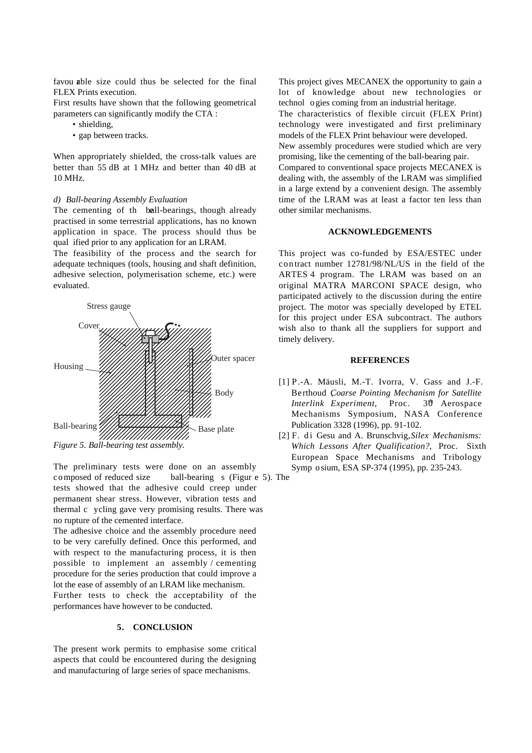favourable size could thus be selected for the final FLEX Prints execution.

First results have shown that the following geometrical parameters can significantly modify the CTA :

- shielding,
- gap between tracks.

When appropriately shielded, the cross-talk values are better than 55 dB at 1 MHz and better than 40 dB at 10 MHz.

*d) Ball-bearing Assembly Evaluation*

The cementing of the ball-bearings, though already practised in some terrestrial applications, has no known application in space. The process should thus be qualified prior to any application for an LRAM.

The feasibility of the process and the search for adequate techniques (tools, housing and shaft definition, adhesive selection, polymerisation scheme, etc.) were evaluated.

Stress gauge
Cover
Housing
Outer spacer
Body
Ball-bearing
Base plate

*Figure 5. Ball-bearing test assembly.*

The preliminary tests were done on an assembly composed of reduced size ball-bearings (Figure 5). The tests showed that the adhesive could creep under permanent shear stress. However, vibration tests and thermal cycling gave very promising results. There was no rupture of the cemented interface.

The adhesive choice and the assembly procedure need to be very carefully defined. Once this performed, and with respect to the manufacturing process, it is then possible to implement an assembly / cementing procedure for the series production that could improve a lot the ease of assembly of an LRAM like mechanism.

Further tests to check the acceptability of the performances have however to be conducted.

## 5. CONCLUSION

The present work permits to emphasise some critical aspects that could be encountered during the designing and manufacturing of large series of space mechanisms.

This project gives MECANEX the opportunity to gain a lot of knowledge about new technologies or technologies coming from an industrial heritage.

The characteristics of flexible circuit (FLEX Print) technology were investigated and first preliminary models of the FLEX Print behaviour were developed.

New assembly procedures were studied which are very promising, like the cementing of the ball-bearing pair.

Compared to conventional space projects MECANEX is dealing with, the assembly of the LRAM was simplified in a large extend by a convenient design. The assembly time of the LRAM was at least a factor ten less than other similar mechanisms.

## ACKNOWLEDGEMENTS

This project was co-funded by ESA/ESTEC under contract number 12781/98/NL/US in the field of the ARTES 4 program. The LRAM was based on an original MATRA MARCONI SPACE design, who participated actively to the discussion during the entire project. The motor was specially developed by ETEL for this project under ESA subcontract. The authors wish also to thank all the suppliers for support and timely delivery.

## REFERENCES

[1] P.-A. Mäusli, M.-T. Ivorra, V. Gass and J.-F. Berthoud, *Coarse Pointing Mechanism for Satellite Interlink Experiment*, Proc. 30th Aerospace Mechanisms Symposium, NASA Conference Publication 3328 (1996), pp. 91-102.

[2] F. di Gesu and A. Brunschvig, *Silex Mechanisms: Which Lessons After Qualification?*, Proc. Sixth European Space Mechanisms and Tribology Symposium, ESA SP-374 (1995), pp. 235-243.